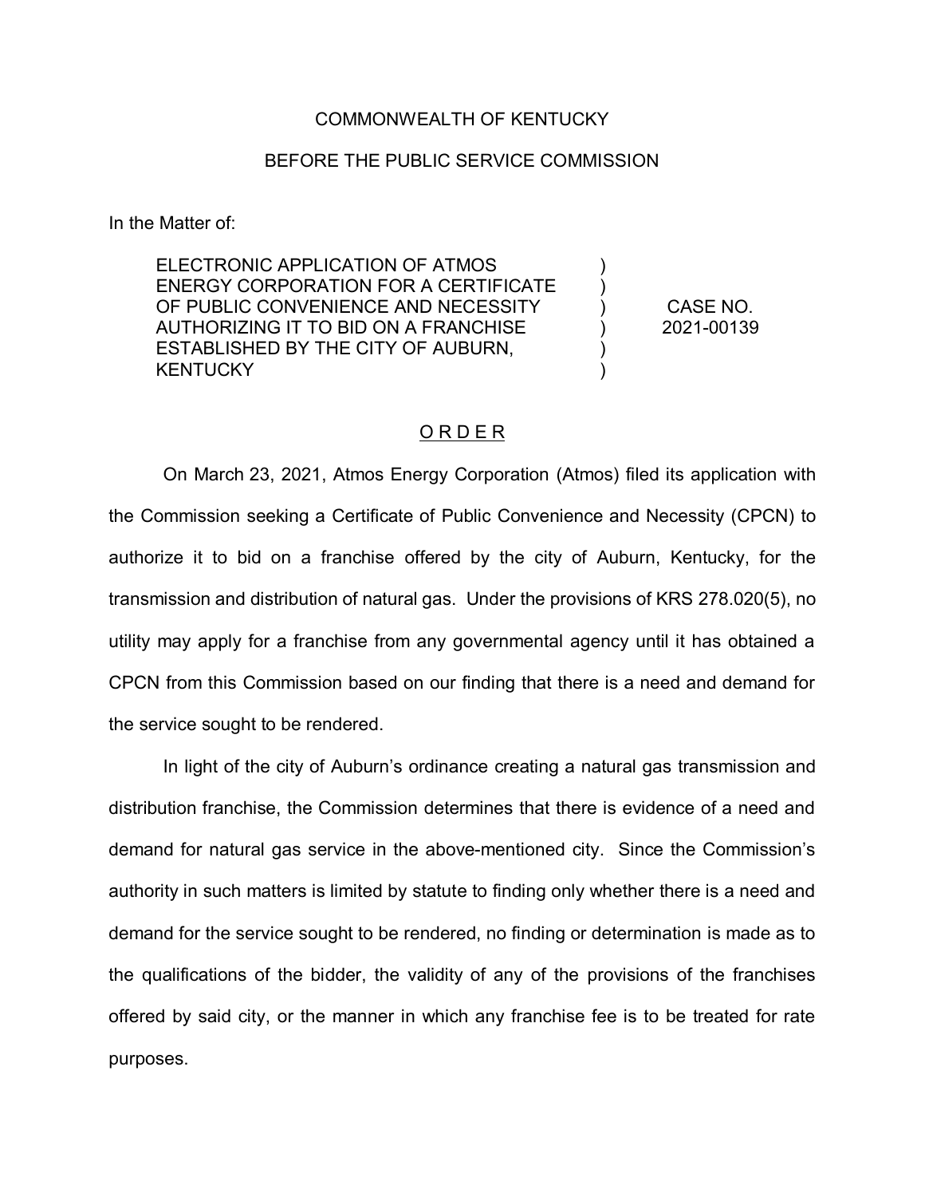COMMONWEALTH OF KENTUCKY

BEFORE THE PUBLIC SERVICE COMMISSION

In the Matter of:

| | |
|---|---|
| ELECTRONIC APPLICATION OF ATMOS ENERGY CORPORATION FOR A CERTIFICATE OF PUBLIC CONVENIENCE AND NECESSITY AUTHORIZING IT TO BID ON A FRANCHISE ESTABLISHED BY THE CITY OF AUBURN, KENTUCKY | CASE NO. 2021-00139 |

## ORDER

On March 23, 2021, Atmos Energy Corporation (Atmos) filed its application with the Commission seeking a Certificate of Public Convenience and Necessity (CPCN) to authorize it to bid on a franchise offered by the city of Auburn, Kentucky, for the transmission and distribution of natural gas. Under the provisions of KRS 278.020(5), no utility may apply for a franchise from any governmental agency until it has obtained a CPCN from this Commission based on our finding that there is a need and demand for the service sought to be rendered.

In light of the city of Auburn's ordinance creating a natural gas transmission and distribution franchise, the Commission determines that there is evidence of a need and demand for natural gas service in the above-mentioned city. Since the Commission's authority in such matters is limited by statute to finding only whether there is a need and demand for the service sought to be rendered, no finding or determination is made as to the qualifications of the bidder, the validity of any of the provisions of the franchises offered by said city, or the manner in which any franchise fee is to be treated for rate purposes.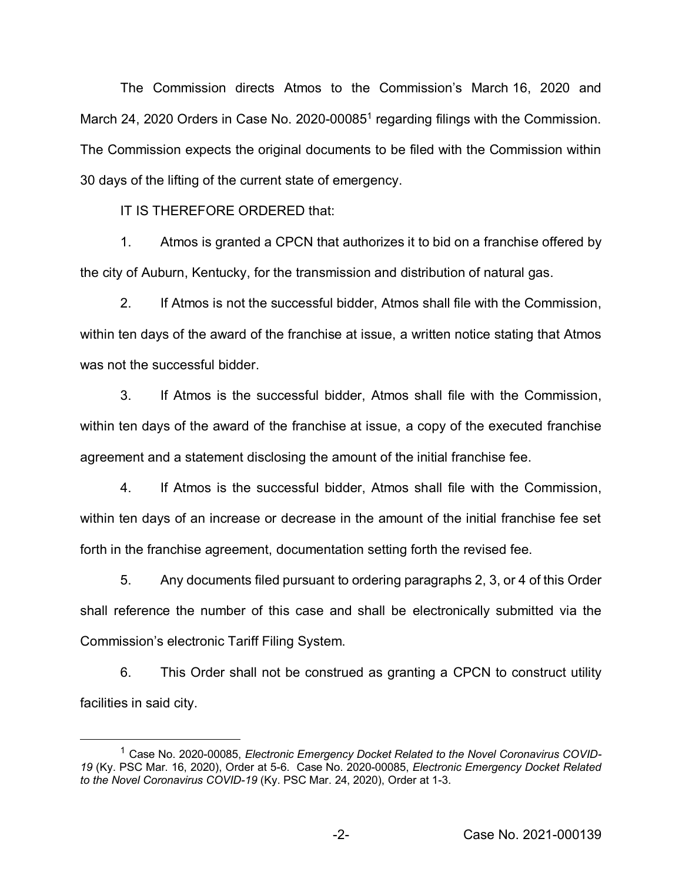The Commission directs Atmos to the Commission's March 16, 2020 and March 24, 2020 Orders in Case No. 2020-00085[1] regarding filings with the Commission. The Commission expects the original documents to be filed with the Commission within 30 days of the lifting of the current state of emergency.

IT IS THEREFORE ORDERED that:

1. Atmos is granted a CPCN that authorizes it to bid on a franchise offered by the city of Auburn, Kentucky, for the transmission and distribution of natural gas.

2. If Atmos is not the successful bidder, Atmos shall file with the Commission, within ten days of the award of the franchise at issue, a written notice stating that Atmos was not the successful bidder.

3. If Atmos is the successful bidder, Atmos shall file with the Commission, within ten days of the award of the franchise at issue, a copy of the executed franchise agreement and a statement disclosing the amount of the initial franchise fee.

4. If Atmos is the successful bidder, Atmos shall file with the Commission, within ten days of an increase or decrease in the amount of the initial franchise fee set forth in the franchise agreement, documentation setting forth the revised fee.

5. Any documents filed pursuant to ordering paragraphs 2, 3, or 4 of this Order shall reference the number of this case and shall be electronically submitted via the Commission's electronic Tariff Filing System.

6. This Order shall not be construed as granting a CPCN to construct utility facilities in said city.

[1] Case No. 2020-00085, *Electronic Emergency Docket Related to the Novel Coronavirus COVID-19* (Ky. PSC Mar. 16, 2020), Order at 5-6. Case No. 2020-00085, *Electronic Emergency Docket Related to the Novel Coronavirus COVID-19* (Ky. PSC Mar. 24, 2020), Order at 1-3.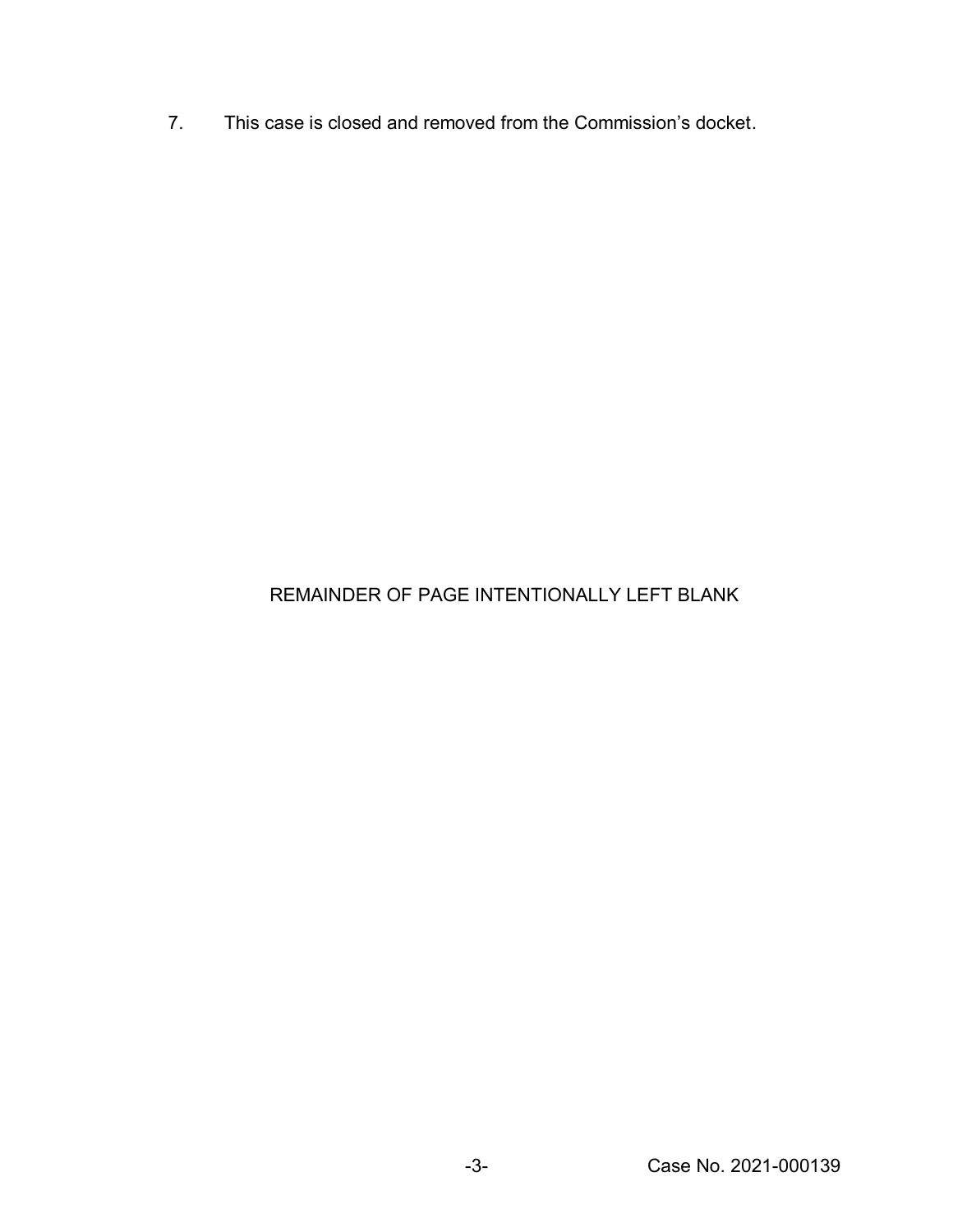7. This case is closed and removed from the Commission's docket.

REMAINDER OF PAGE INTENTIONALLY LEFT BLANK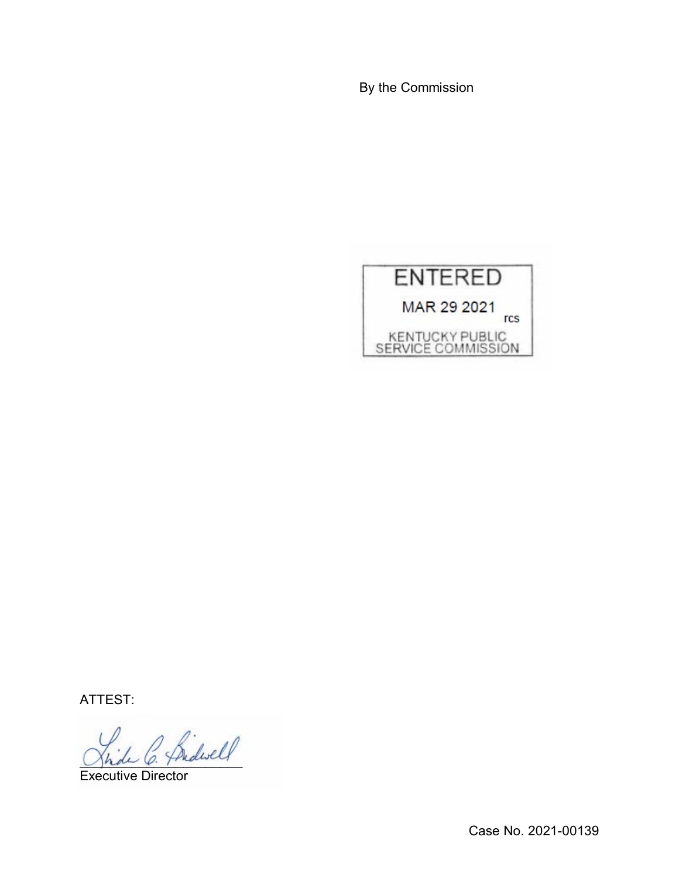By the Commission

ENTERED

MAR 29 2021

rcs

KENTUCKY PUBLIC SERVICE COMMISSION

ATTEST:

Executive Director

Case No. 2021-00139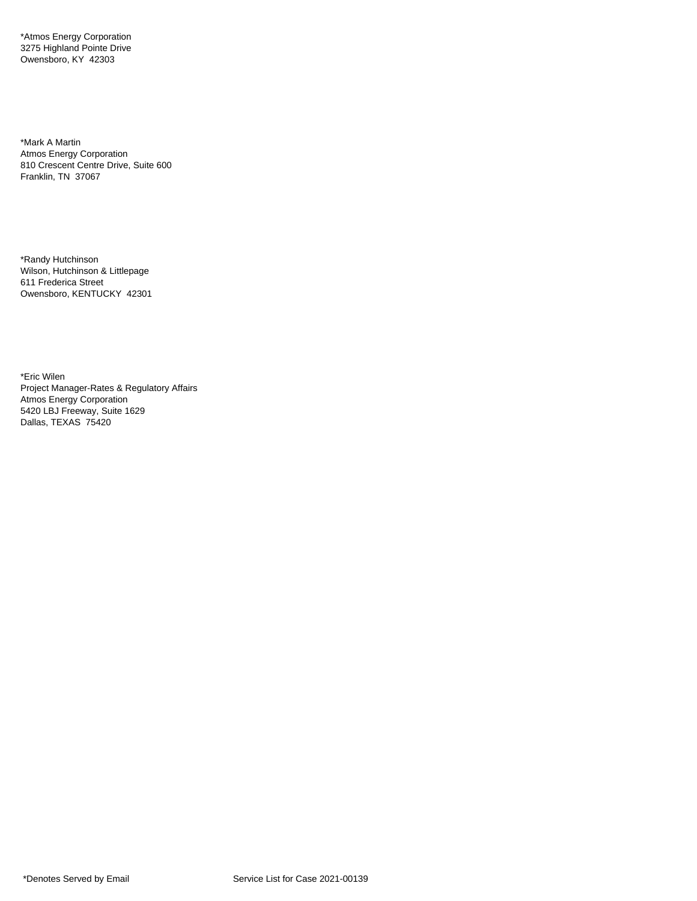*Atmos Energy Corporation
3275 Highland Pointe Drive
Owensboro, KY  42303

*Mark A Martin
Atmos Energy Corporation
810 Crescent Centre Drive, Suite 600
Franklin, TN  37067

*Randy Hutchinson
Wilson, Hutchinson & Littlepage
611 Frederica Street
Owensboro, KENTUCKY  42301

*Eric Wilen
Project Manager-Rates & Regulatory Affairs
Atmos Energy Corporation
5420 LBJ Freeway, Suite 1629
Dallas, TEXAS  75420

*Denotes Served by Email

Service List for Case 2021-00139